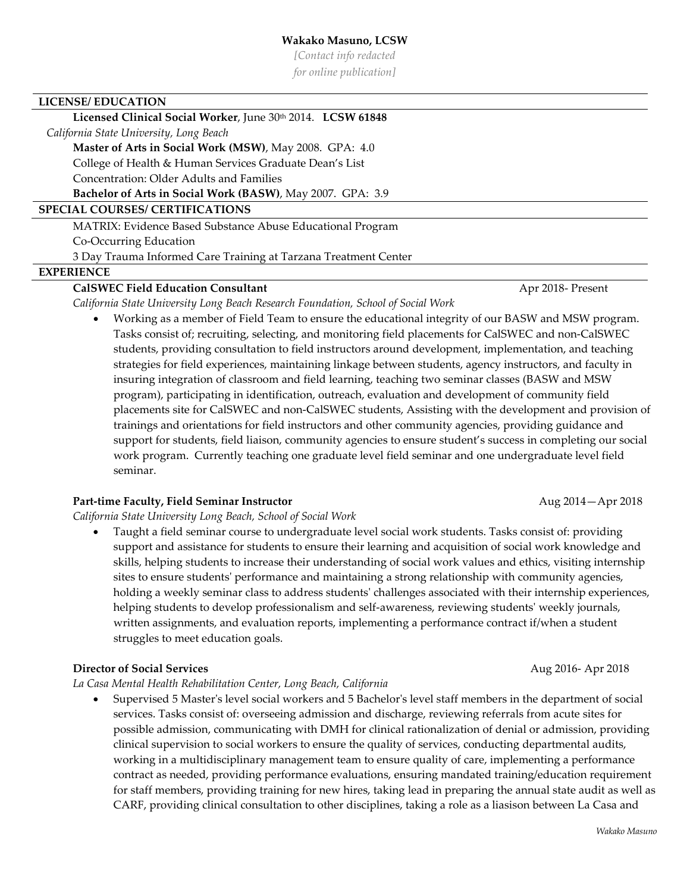**Wakako Masuno, LCSW**

*[Contact info redacted for online publication]*

## LICENSE/ EDUCATION

**Licensed Clinical Social Worker**, June 30th 2014. **LCSW 61848**

*California State University, Long Beach*

**Master of Arts in Social Work (MSW)**, May 2008. GPA: 4.0

College of Health & Human Services Graduate Dean's List

Concentration: Older Adults and Families

**Bachelor of Arts in Social Work (BASW)**, May 2007. GPA: 3.9

## SPECIAL COURSES/ CERTIFICATIONS

MATRIX: Evidence Based Substance Abuse Educational Program

Co-Occurring Education

3 Day Trauma Informed Care Training at Tarzana Treatment Center

## EXPERIENCE

**CalSWEC Field Education Consultant** Apr 2018- Present

*California State University Long Beach Research Foundation, School of Social Work*

- Working as a member of Field Team to ensure the educational integrity of our BASW and MSW program. Tasks consist of; recruiting, selecting, and monitoring field placements for CalSWEC and non-CalSWEC students, providing consultation to field instructors around development, implementation, and teaching strategies for field experiences, maintaining linkage between students, agency instructors, and faculty in insuring integration of classroom and field learning, teaching two seminar classes (BASW and MSW program), participating in identification, outreach, evaluation and development of community field placements site for CalSWEC and non-CalSWEC students, Assisting with the development and provision of trainings and orientations for field instructors and other community agencies, providing guidance and support for students, field liaison, community agencies to ensure student's success in completing our social work program. Currently teaching one graduate level field seminar and one undergraduate level field seminar.

**Part-time Faculty, Field Seminar Instructor** Aug 2014—Apr 2018

*California State University Long Beach, School of Social Work*

- Taught a field seminar course to undergraduate level social work students. Tasks consist of: providing support and assistance for students to ensure their learning and acquisition of social work knowledge and skills, helping students to increase their understanding of social work values and ethics, visiting internship sites to ensure students' performance and maintaining a strong relationship with community agencies, holding a weekly seminar class to address students' challenges associated with their internship experiences, helping students to develop professionalism and self-awareness, reviewing students' weekly journals, written assignments, and evaluation reports, implementing a performance contract if/when a student struggles to meet education goals.

**Director of Social Services** Aug 2016- Apr 2018

*La Casa Mental Health Rehabilitation Center, Long Beach, California*

- Supervised 5 Master's level social workers and 5 Bachelor's level staff members in the department of social services. Tasks consist of: overseeing admission and discharge, reviewing referrals from acute sites for possible admission, communicating with DMH for clinical rationalization of denial or admission, providing clinical supervision to social workers to ensure the quality of services, conducting departmental audits, working in a multidisciplinary management team to ensure quality of care, implementing a performance contract as needed, providing performance evaluations, ensuring mandated training/education requirement for staff members, providing training for new hires, taking lead in preparing the annual state audit as well as CARF, providing clinical consultation to other disciplines, taking a role as a liasison between La Casa and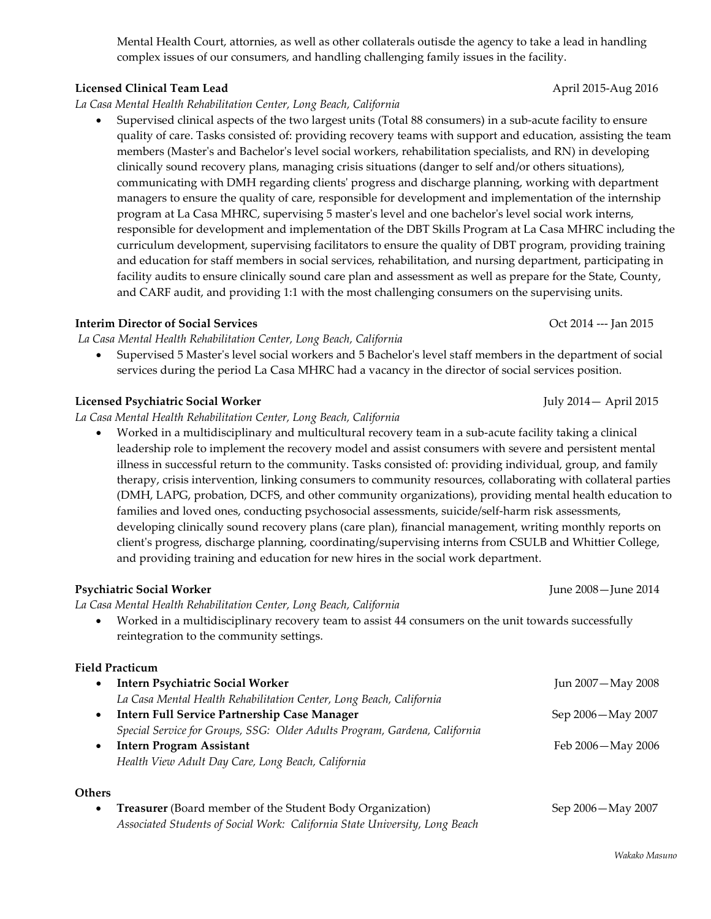Mental Health Court, attornies, as well as other collaterals outisde the agency to take a lead in handling complex issues of our consumers, and handling challenging family issues in the facility.

**Licensed Clinical Team Lead** April 2015-Aug 2016

*La Casa Mental Health Rehabilitation Center, Long Beach, California*

- Supervised clinical aspects of the two largest units (Total 88 consumers) in a sub-acute facility to ensure quality of care. Tasks consisted of: providing recovery teams with support and education, assisting the team members (Master's and Bachelor's level social workers, rehabilitation specialists, and RN) in developing clinically sound recovery plans, managing crisis situations (danger to self and/or others situations), communicating with DMH regarding clients' progress and discharge planning, working with department managers to ensure the quality of care, responsible for development and implementation of the internship program at La Casa MHRC, supervising 5 master's level and one bachelor's level social work interns, responsible for development and implementation of the DBT Skills Program at La Casa MHRC including the curriculum development, supervising facilitators to ensure the quality of DBT program, providing training and education for staff members in social services, rehabilitation, and nursing department, participating in facility audits to ensure clinically sound care plan and assessment as well as prepare for the State, County, and CARF audit, and providing 1:1 with the most challenging consumers on the supervising units.

**Interim Director of Social Services** Oct 2014 --- Jan 2015

*La Casa Mental Health Rehabilitation Center, Long Beach, California*

- Supervised 5 Master's level social workers and 5 Bachelor's level staff members in the department of social services during the period La Casa MHRC had a vacancy in the director of social services position.

**Licensed Psychiatric Social Worker** July 2014— April 2015

*La Casa Mental Health Rehabilitation Center, Long Beach, California*

- Worked in a multidisciplinary and multicultural recovery team in a sub-acute facility taking a clinical leadership role to implement the recovery model and assist consumers with severe and persistent mental illness in successful return to the community. Tasks consisted of: providing individual, group, and family therapy, crisis intervention, linking consumers to community resources, collaborating with collateral parties (DMH, LAPG, probation, DCFS, and other community organizations), providing mental health education to families and loved ones, conducting psychosocial assessments, suicide/self-harm risk assessments, developing clinically sound recovery plans (care plan), financial management, writing monthly reports on client's progress, discharge planning, coordinating/supervising interns from CSULB and Whittier College, and providing training and education for new hires in the social work department.

**Psychiatric Social Worker** June 2008—June 2014

*La Casa Mental Health Rehabilitation Center, Long Beach, California*

- Worked in a multidisciplinary recovery team to assist 44 consumers on the unit towards successfully reintegration to the community settings.

**Field Practicum**

- **Intern Psychiatric Social Worker** Jun 2007—May 2008
  *La Casa Mental Health Rehabilitation Center, Long Beach, California*
- **Intern Full Service Partnership Case Manager** Sep 2006—May 2007
  *Special Service for Groups, SSG: Older Adults Program, Gardena, California*
- **Intern Program Assistant** Feb 2006—May 2006
  *Health View Adult Day Care, Long Beach, California*

**Others**

- **Treasurer** (Board member of the Student Body Organization) Sep 2006—May 2007
  *Associated Students of Social Work: California State University, Long Beach*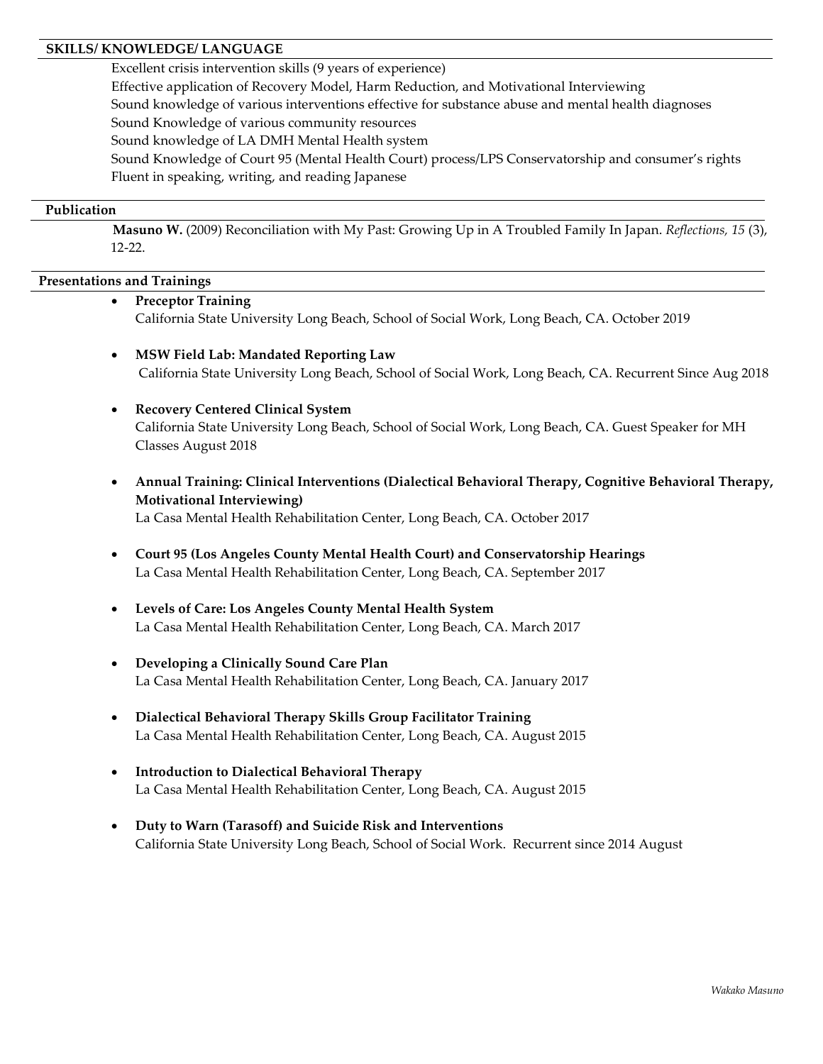## SKILLS/ KNOWLEDGE/ LANGUAGE

Excellent crisis intervention skills (9 years of experience)
Effective application of Recovery Model, Harm Reduction, and Motivational Interviewing
Sound knowledge of various interventions effective for substance abuse and mental health diagnoses
Sound Knowledge of various community resources
Sound knowledge of LA DMH Mental Health system
Sound Knowledge of Court 95 (Mental Health Court) process/LPS Conservatorship and consumer's rights
Fluent in speaking, writing, and reading Japanese

## Publication

**Masuno W.** (2009) Reconciliation with My Past: Growing Up in A Troubled Family In Japan. *Reflections, 15* (3), 12-22.

## Presentations and Trainings

- **Preceptor Training**
  California State University Long Beach, School of Social Work, Long Beach, CA. October 2019

- **MSW Field Lab: Mandated Reporting Law**
  California State University Long Beach, School of Social Work, Long Beach, CA. Recurrent Since Aug 2018

- **Recovery Centered Clinical System**
  California State University Long Beach, School of Social Work, Long Beach, CA. Guest Speaker for MH Classes August 2018

- **Annual Training: Clinical Interventions (Dialectical Behavioral Therapy, Cognitive Behavioral Therapy, Motivational Interviewing)**
  La Casa Mental Health Rehabilitation Center, Long Beach, CA. October 2017

- **Court 95 (Los Angeles County Mental Health Court) and Conservatorship Hearings**
  La Casa Mental Health Rehabilitation Center, Long Beach, CA. September 2017

- **Levels of Care: Los Angeles County Mental Health System**
  La Casa Mental Health Rehabilitation Center, Long Beach, CA. March 2017

- **Developing a Clinically Sound Care Plan**
  La Casa Mental Health Rehabilitation Center, Long Beach, CA. January 2017

- **Dialectical Behavioral Therapy Skills Group Facilitator Training**
  La Casa Mental Health Rehabilitation Center, Long Beach, CA. August 2015

- **Introduction to Dialectical Behavioral Therapy**
  La Casa Mental Health Rehabilitation Center, Long Beach, CA. August 2015

- **Duty to Warn (Tarasoff) and Suicide Risk and Interventions**
  California State University Long Beach, School of Social Work. Recurrent since 2014 August